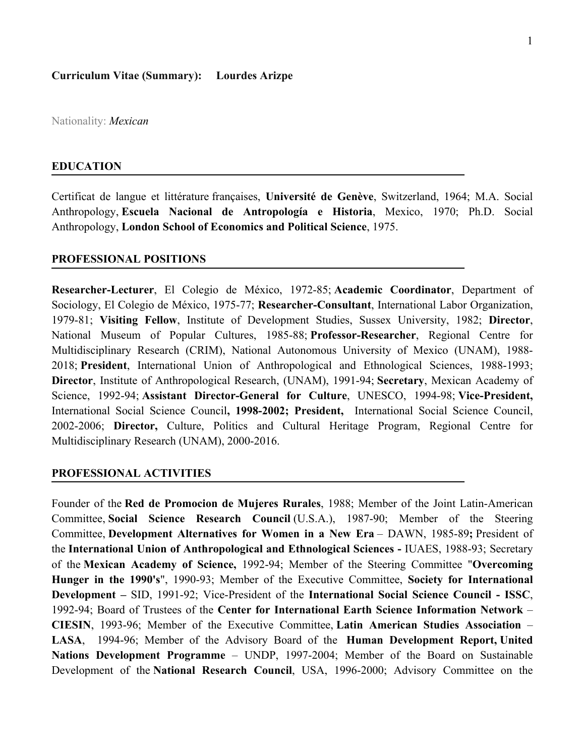**Curriculum Vitae (Summary): Lourdes Arizpe**

Nationality: *Mexican*

## EDUCATION

Certificat de langue et littérature françaises, **Université de Genève**, Switzerland, 1964; M.A. Social Anthropology, **Escuela Nacional de Antropología e Historia**, Mexico, 1970; Ph.D. Social Anthropology, **London School of Economics and Political Science**, 1975.

## PROFESSIONAL POSITIONS

**Researcher-Lecturer**, El Colegio de México, 1972-85; **Academic Coordinator**, Department of Sociology, El Colegio de México, 1975-77; **Researcher-Consultant**, International Labor Organization, 1979-81; **Visiting Fellow**, Institute of Development Studies, Sussex University, 1982; **Director**, National Museum of Popular Cultures, 1985-88; **Professor-Researcher**, Regional Centre for Multidisciplinary Research (CRIM), National Autonomous University of Mexico (UNAM), 1988-2018; **President**, International Union of Anthropological and Ethnological Sciences, 1988-1993; **Director**, Institute of Anthropological Research, (UNAM), 1991-94; **Secretary**, Mexican Academy of Science, 1992-94; **Assistant Director-General for Culture**, UNESCO, 1994-98; **Vice-President,** International Social Science Council**, 1998-2002; President,** International Social Science Council, 2002-2006; **Director,** Culture, Politics and Cultural Heritage Program, Regional Centre for Multidisciplinary Research (UNAM), 2000-2016.

## PROFESSIONAL ACTIVITIES

Founder of the **Red de Promocion de Mujeres Rurales**, 1988; Member of the Joint Latin-American Committee, **Social Science Research Council** (U.S.A.), 1987-90; Member of the Steering Committee, **Development Alternatives for Women in a New Era** – DAWN, 1985-89**;** President of the **International Union of Anthropological and Ethnological Sciences -** IUAES, 1988-93; Secretary of the **Mexican Academy of Science,** 1992-94; Member of the Steering Committee "**Overcoming Hunger in the 1990's**", 1990-93; Member of the Executive Committee, **Society for International Development –** SID, 1991-92; Vice-President of the **International Social Science Council - ISSC**, 1992-94; Board of Trustees of the **Center for International Earth Science Information Network** – **CIESIN**, 1993-96; Member of the Executive Committee, **Latin American Studies Association** – **LASA**, 1994-96; Member of the Advisory Board of the **Human Development Report, United Nations Development Programme** – UNDP, 1997-2004; Member of the Board on Sustainable Development of the **National Research Council**, USA, 1996-2000; Advisory Committee on the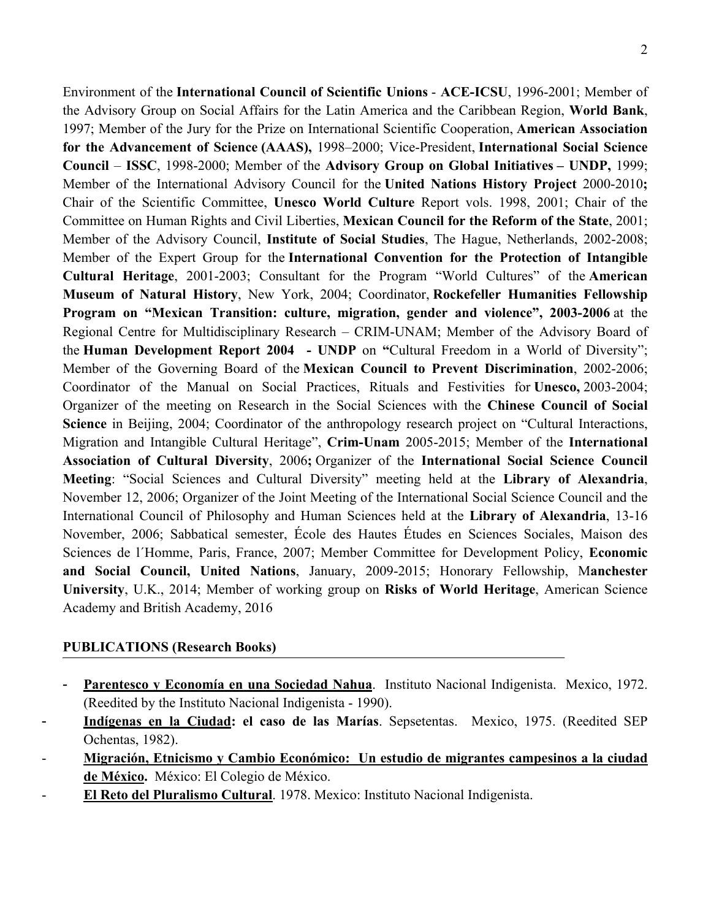Environment of the **International Council of Scientific Unions** - **ACE-ICSU**, 1996-2001; Member of the Advisory Group on Social Affairs for the Latin America and the Caribbean Region, **World Bank**, 1997; Member of the Jury for the Prize on International Scientific Cooperation, **American Association for the Advancement of Science (AAAS),** 1998–2000; Vice-President, **International Social Science Council** – **ISSC**, 1998-2000; Member of the **Advisory Group on Global Initiatives – UNDP,** 1999; Member of the International Advisory Council for the **United Nations History Project** 2000-2010**;** Chair of the Scientific Committee, **Unesco World Culture** Report vols. 1998, 2001; Chair of the Committee on Human Rights and Civil Liberties, **Mexican Council for the Reform of the State**, 2001; Member of the Advisory Council, **Institute of Social Studies**, The Hague, Netherlands, 2002-2008; Member of the Expert Group for the **International Convention for the Protection of Intangible Cultural Heritage**, 2001-2003; Consultant for the Program "World Cultures" of the **American Museum of Natural History**, New York, 2004; Coordinator, **Rockefeller Humanities Fellowship Program on "Mexican Transition: culture, migration, gender and violence", 2003-2006** at the Regional Centre for Multidisciplinary Research – CRIM-UNAM; Member of the Advisory Board of the **Human Development Report 2004 - UNDP** on **"**Cultural Freedom in a World of Diversity"; Member of the Governing Board of the **Mexican Council to Prevent Discrimination**, 2002-2006; Coordinator of the Manual on Social Practices, Rituals and Festivities for **Unesco,** 2003-2004; Organizer of the meeting on Research in the Social Sciences with the **Chinese Council of Social Science** in Beijing, 2004; Coordinator of the anthropology research project on "Cultural Interactions, Migration and Intangible Cultural Heritage", **Crim-Unam** 2005-2015; Member of the **International Association of Cultural Diversity**, 2006**;** Organizer of the **International Social Science Council Meeting**: "Social Sciences and Cultural Diversity" meeting held at the **Library of Alexandria**, November 12, 2006; Organizer of the Joint Meeting of the International Social Science Council and the International Council of Philosophy and Human Sciences held at the **Library of Alexandria**, 13-16 November, 2006; Sabbatical semester, École des Hautes Études en Sciences Sociales, Maison des Sciences de l´Homme, Paris, France, 2007; Member Committee for Development Policy, **Economic and Social Council, United Nations**, January, 2009-2015; Honorary Fellowship, M**anchester University**, U.K., 2014; Member of working group on **Risks of World Heritage**, American Science Academy and British Academy, 2016

## PUBLICATIONS (Research Books)

- **Parentesco y Economía en una Sociedad Nahua**. Instituto Nacional Indigenista. Mexico, 1972. (Reedited by the Instituto Nacional Indigenista - 1990).
- **Indígenas en la Ciudad: el caso de las Marías**. Sepsetentas. Mexico, 1975. (Reedited SEP Ochentas, 1982).
- **Migración, Etnicismo y Cambio Económico: Un estudio de migrantes campesinos a la ciudad de México.** México: El Colegio de México.
- **El Reto del Pluralismo Cultural**. 1978. Mexico: Instituto Nacional Indigenista.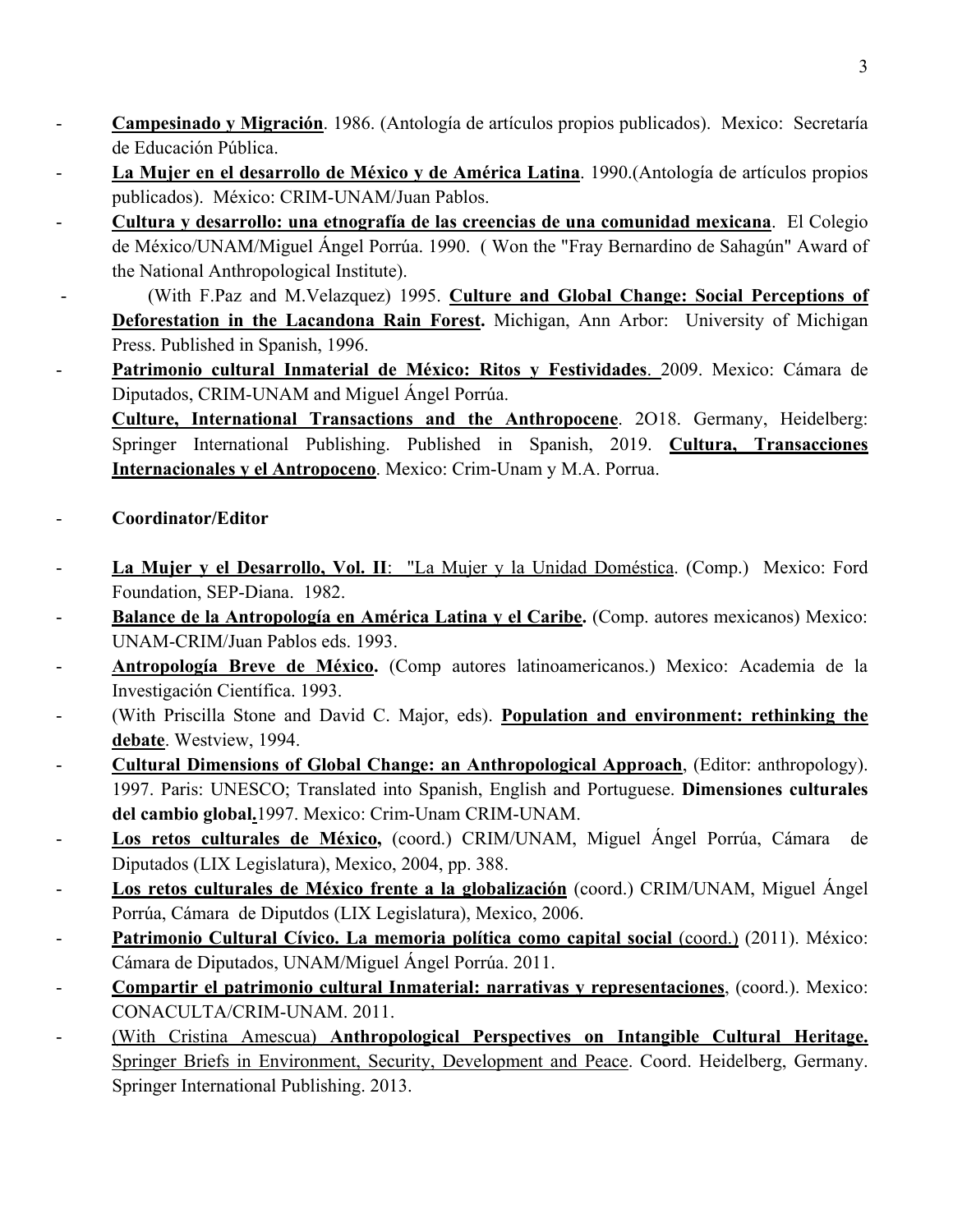- **Campesinado y Migración**. 1986. (Antología de artículos propios publicados). Mexico: Secretaría de Educación Pública.
- **La Mujer en el desarrollo de México y de América Latina**. 1990.(Antología de artículos propios publicados). México: CRIM-UNAM/Juan Pablos.
- **Cultura y desarrollo: una etnografía de las creencias de una comunidad mexicana**. El Colegio de México/UNAM/Miguel Ángel Porrúa. 1990. ( Won the "Fray Bernardino de Sahagún" Award of the National Anthropological Institute).
- (With F.Paz and M.Velazquez) 1995. **Culture and Global Change: Social Perceptions of Deforestation in the Lacandona Rain Forest.** Michigan, Ann Arbor: University of Michigan Press. Published in Spanish, 1996.
- **Patrimonio cultural Inmaterial de México: Ritos y Festividades**. 2009. Mexico: Cámara de Diputados, CRIM-UNAM and Miguel Ángel Porrúa.

  **Culture, International Transactions and the Anthropocene**. 2O18. Germany, Heidelberg: Springer International Publishing. Published in Spanish, 2019. **Cultura, Transacciones Internacionales y el Antropoceno**. Mexico: Crim-Unam y M.A. Porrua.

- **Coordinator/Editor**

- **La Mujer y el Desarrollo, Vol. II**: "La Mujer y la Unidad Doméstica. (Comp.) Mexico: Ford Foundation, SEP-Diana. 1982.
- **Balance de la Antropología en América Latina y el Caribe.** (Comp. autores mexicanos) Mexico: UNAM-CRIM/Juan Pablos eds. 1993.
- **Antropología Breve de México.** (Comp autores latinoamericanos.) Mexico: Academia de la Investigación Científica. 1993.
- (With Priscilla Stone and David C. Major, eds). **Population and environment: rethinking the debate**. Westview, 1994.
- **Cultural Dimensions of Global Change: an Anthropological Approach**, (Editor: anthropology). 1997. Paris: UNESCO; Translated into Spanish, English and Portuguese. **Dimensiones culturales del cambio global.**1997. Mexico: Crim-Unam CRIM-UNAM.
- **Los retos culturales de México,** (coord.) CRIM/UNAM, Miguel Ángel Porrúa, Cámara de Diputados (LIX Legislatura), Mexico, 2004, pp. 388.
- **Los retos culturales de México frente a la globalización** (coord.) CRIM/UNAM, Miguel Ángel Porrúa, Cámara de Diputdos (LIX Legislatura), Mexico, 2006.
- **Patrimonio Cultural Cívico. La memoria política como capital social** (coord.) (2011). México: Cámara de Diputados, UNAM/Miguel Ángel Porrúa. 2011.
- **Compartir el patrimonio cultural Inmaterial: narrativas y representaciones**, (coord.). Mexico: CONACULTA/CRIM-UNAM. 2011.
- (With Cristina Amescua) **Anthropological Perspectives on Intangible Cultural Heritage.** Springer Briefs in Environment, Security, Development and Peace. Coord. Heidelberg, Germany. Springer International Publishing. 2013.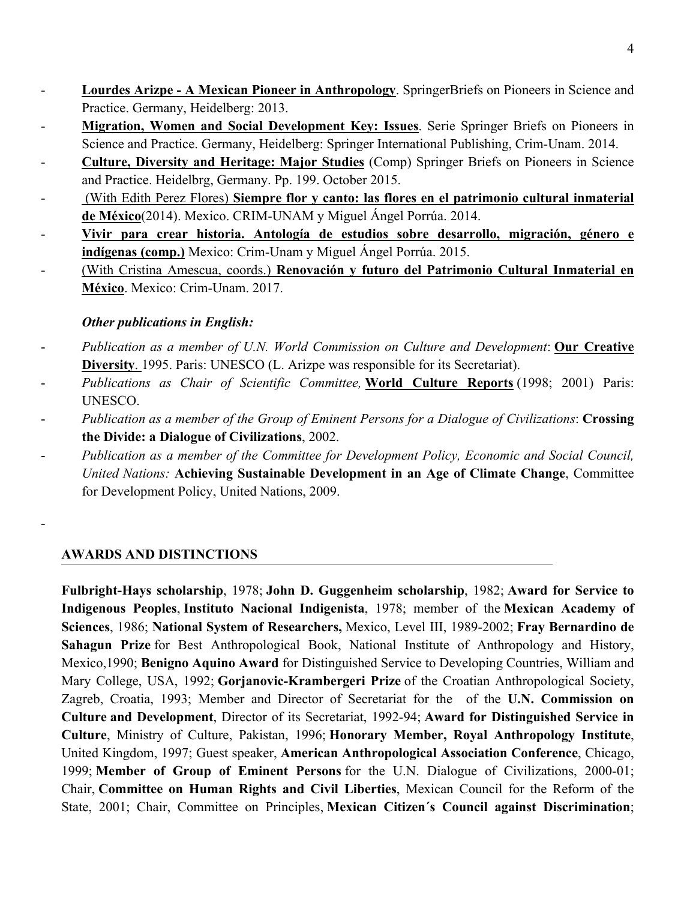- **Lourdes Arizpe - A Mexican Pioneer in Anthropology**. SpringerBriefs on Pioneers in Science and Practice. Germany, Heidelberg: 2013.
- **Migration, Women and Social Development Key: Issues**. Serie Springer Briefs on Pioneers in Science and Practice. Germany, Heidelberg: Springer International Publishing, Crim-Unam. 2014.
- **Culture, Diversity and Heritage: Major Studies** (Comp) Springer Briefs on Pioneers in Science and Practice. Heidelbrg, Germany. Pp. 199. October 2015.
- (With Edith Perez Flores) **Siempre flor y canto: las flores en el patrimonio cultural inmaterial de México**(2014). Mexico. CRIM-UNAM y Miguel Ángel Porrúa. 2014.
- **Vivir para crear historia. Antología de estudios sobre desarrollo, migración, género e indígenas (comp.)** Mexico: Crim-Unam y Miguel Ángel Porrúa. 2015.
- (With Cristina Amescua, coords.) **Renovación y futuro del Patrimonio Cultural Inmaterial en México**. Mexico: Crim-Unam. 2017.

***Other publications in English:***

- *Publication as a member of U.N. World Commission on Culture and Development*: **Our Creative Diversity**. 1995. Paris: UNESCO (L. Arizpe was responsible for its Secretariat).
- *Publications as Chair of Scientific Committee,* **World Culture Reports** (1998; 2001) Paris: UNESCO.
- *Publication as a member of the Group of Eminent Persons for a Dialogue of Civilizations*: **Crossing the Divide: a Dialogue of Civilizations**, 2002.
- *Publication as a member of the Committee for Development Policy, Economic and Social Council, United Nations:* **Achieving Sustainable Development in an Age of Climate Change**, Committee for Development Policy, United Nations, 2009.
-

## AWARDS AND DISTINCTIONS

**Fulbright-Hays scholarship**, 1978; **John D. Guggenheim scholarship**, 1982; **Award for Service to Indigenous Peoples**, **Instituto Nacional Indigenista**, 1978; member of the **Mexican Academy of Sciences**, 1986; **National System of Researchers,** Mexico, Level III, 1989-2002; **Fray Bernardino de Sahagun Prize** for Best Anthropological Book, National Institute of Anthropology and History, Mexico,1990; **Benigno Aquino Award** for Distinguished Service to Developing Countries, William and Mary College, USA, 1992; **Gorjanovic-Krambergeri Prize** of the Croatian Anthropological Society, Zagreb, Croatia, 1993; Member and Director of Secretariat for the of the **U.N. Commission on Culture and Development**, Director of its Secretariat, 1992-94; **Award for Distinguished Service in Culture**, Ministry of Culture, Pakistan, 1996; **Honorary Member, Royal Anthropology Institute**, United Kingdom, 1997; Guest speaker, **American Anthropological Association Conference**, Chicago, 1999; **Member of Group of Eminent Persons** for the U.N. Dialogue of Civilizations, 2000-01; Chair, **Committee on Human Rights and Civil Liberties**, Mexican Council for the Reform of the State, 2001; Chair, Committee on Principles, **Mexican Citizen´s Council against Discrimination**;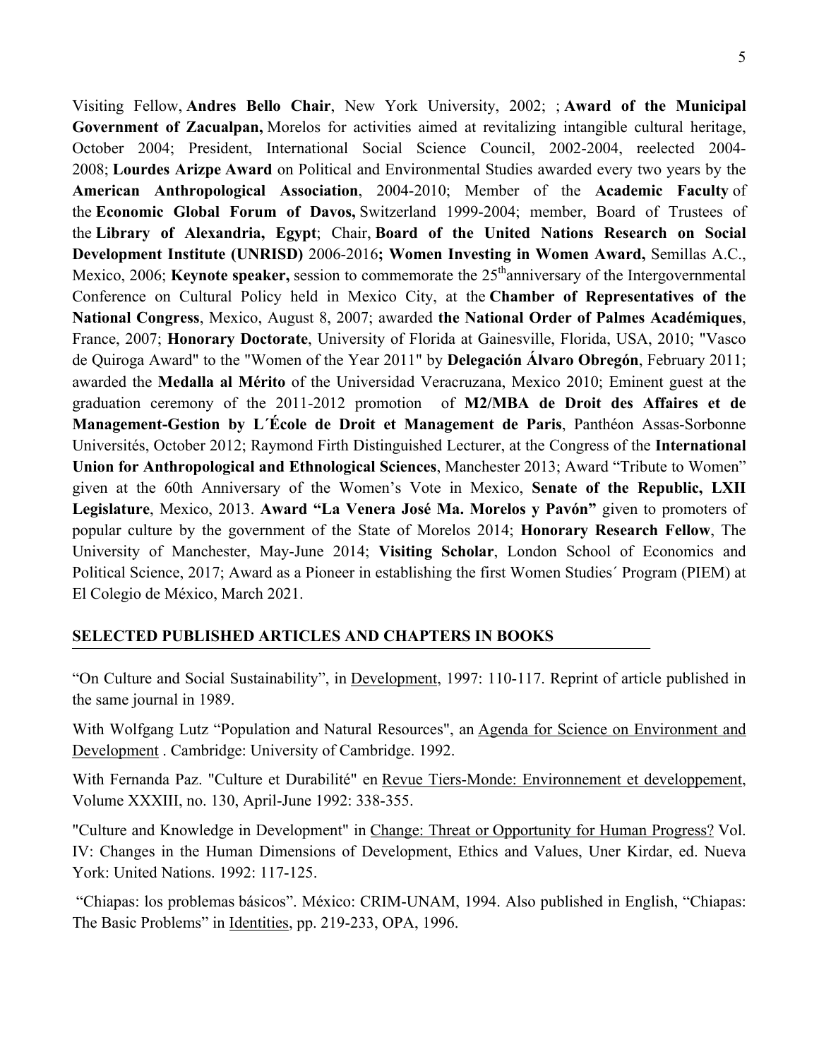Visiting Fellow, **Andres Bello Chair**, New York University, 2002; ; **Award of the Municipal Government of Zacualpan,** Morelos for activities aimed at revitalizing intangible cultural heritage, October 2004; President, International Social Science Council, 2002-2004, reelected 2004-2008; **Lourdes Arizpe Award** on Political and Environmental Studies awarded every two years by the **American Anthropological Association**, 2004-2010; Member of the **Academic Faculty** of the **Economic Global Forum of Davos,** Switzerland 1999-2004; member, Board of Trustees of the **Library of Alexandria, Egypt**; Chair, **Board of the United Nations Research on Social Development Institute (UNRISD)** 2006-2016**; Women Investing in Women Award,** Semillas A.C., Mexico, 2006; **Keynote speaker,** session to commemorate the 25th anniversary of the Intergovernmental Conference on Cultural Policy held in Mexico City, at the **Chamber of Representatives of the National Congress**, Mexico, August 8, 2007; awarded **the National Order of Palmes Académiques**, France, 2007; **Honorary Doctorate**, University of Florida at Gainesville, Florida, USA, 2010; "Vasco de Quiroga Award" to the "Women of the Year 2011" by **Delegación Álvaro Obregón**, February 2011; awarded the **Medalla al Mérito** of the Universidad Veracruzana, Mexico 2010; Eminent guest at the graduation ceremony of the 2011-2012 promotion of **M2/MBA de Droit des Affaires et de Management-Gestion by L´École de Droit et Management de Paris**, Panthéon Assas-Sorbonne Universités, October 2012; Raymond Firth Distinguished Lecturer, at the Congress of the **International Union for Anthropological and Ethnological Sciences**, Manchester 2013; Award "Tribute to Women" given at the 60th Anniversary of the Women's Vote in Mexico, **Senate of the Republic, LXII Legislature**, Mexico, 2013. **Award "La Venera José Ma. Morelos y Pavón"** given to promoters of popular culture by the government of the State of Morelos 2014; **Honorary Research Fellow**, The University of Manchester, May-June 2014; **Visiting Scholar**, London School of Economics and Political Science, 2017; Award as a Pioneer in establishing the first Women Studies´ Program (PIEM) at El Colegio de México, March 2021.

## SELECTED PUBLISHED ARTICLES AND CHAPTERS IN BOOKS

"On Culture and Social Sustainability", in Development, 1997: 110-117. Reprint of article published in the same journal in 1989.

With Wolfgang Lutz "Population and Natural Resources", an Agenda for Science on Environment and Development . Cambridge: University of Cambridge. 1992.

With Fernanda Paz. "Culture et Durabilité" en Revue Tiers-Monde: Environnement et developpement, Volume XXXIII, no. 130, April-June 1992: 338-355.

"Culture and Knowledge in Development" in Change: Threat or Opportunity for Human Progress? Vol. IV: Changes in the Human Dimensions of Development, Ethics and Values, Uner Kirdar, ed. Nueva York: United Nations. 1992: 117-125.

"Chiapas: los problemas básicos". México: CRIM-UNAM, 1994. Also published in English, "Chiapas: The Basic Problems" in Identities, pp. 219-233, OPA, 1996.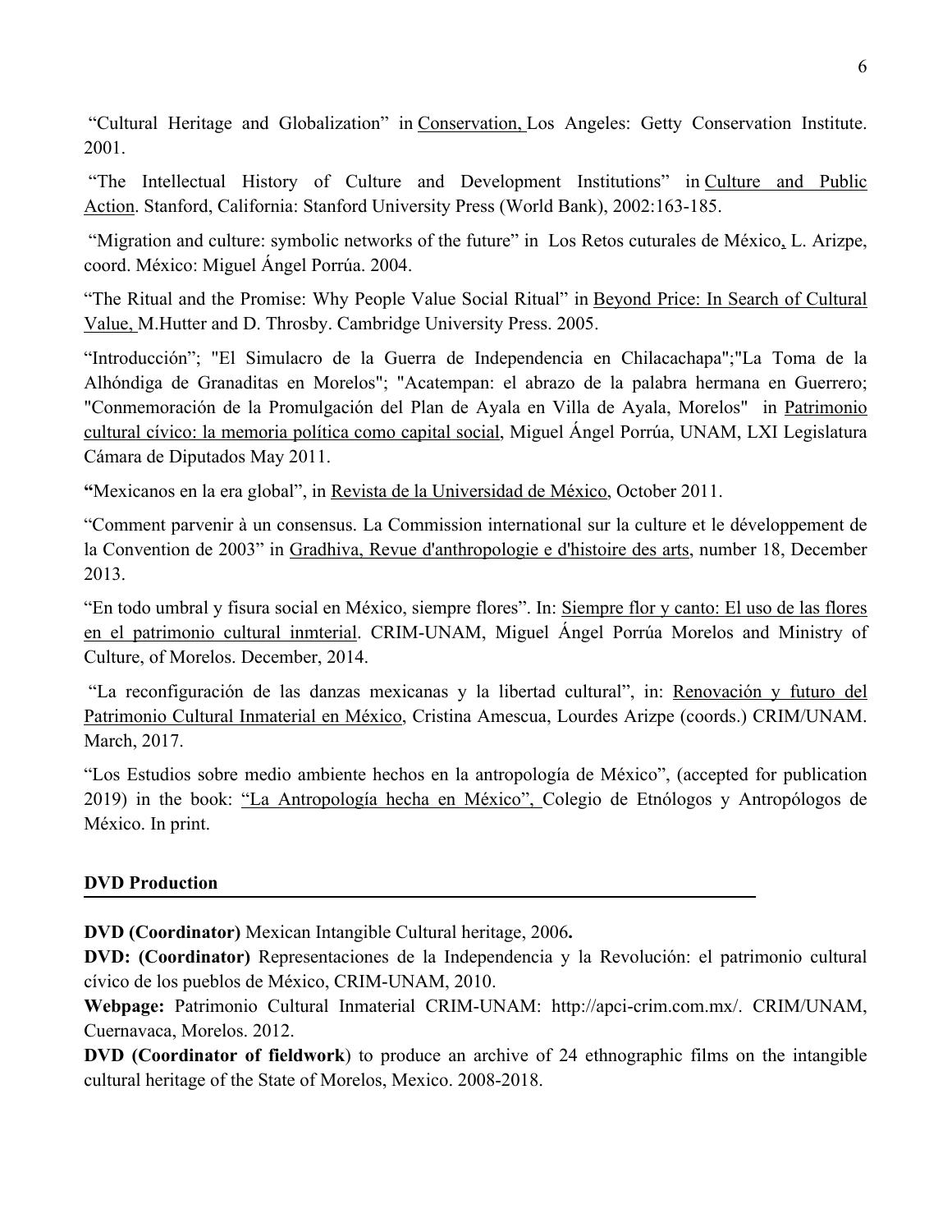"Cultural Heritage and Globalization" in Conservation, Los Angeles: Getty Conservation Institute. 2001.

"The Intellectual History of Culture and Development Institutions" in Culture and Public Action. Stanford, California: Stanford University Press (World Bank), 2002:163-185.

"Migration and culture: symbolic networks of the future" in Los Retos cuturales de México, L. Arizpe, coord. México: Miguel Ángel Porrúa. 2004.

"The Ritual and the Promise: Why People Value Social Ritual" in Beyond Price: In Search of Cultural Value, M.Hutter and D. Throsby. Cambridge University Press. 2005.

"Introducción"; "El Simulacro de la Guerra de Independencia en Chilacachapa";"La Toma de la Alhóndiga de Granaditas en Morelos"; "Acatempan: el abrazo de la palabra hermana en Guerrero; "Conmemoración de la Promulgación del Plan de Ayala en Villa de Ayala, Morelos" in Patrimonio cultural cívico: la memoria política como capital social, Miguel Ángel Porrúa, UNAM, LXI Legislatura Cámara de Diputados May 2011.

**"**Mexicanos en la era global", in Revista de la Universidad de México, October 2011.

"Comment parvenir à un consensus. La Commission international sur la culture et le développement de la Convention de 2003" in Gradhiva, Revue d'anthropologie e d'histoire des arts, number 18, December 2013.

"En todo umbral y fisura social en México, siempre flores". In: Siempre flor y canto: El uso de las flores en el patrimonio cultural inmterial. CRIM-UNAM, Miguel Ángel Porrúa Morelos and Ministry of Culture, of Morelos. December, 2014.

"La reconfiguración de las danzas mexicanas y la libertad cultural", in: Renovación y futuro del Patrimonio Cultural Inmaterial en México, Cristina Amescua, Lourdes Arizpe (coords.) CRIM/UNAM. March, 2017.

"Los Estudios sobre medio ambiente hechos en la antropología de México", (accepted for publication 2019) in the book: "La Antropología hecha en México", Colegio de Etnólogos y Antropólogos de México. In print.

## DVD Production

**DVD (Coordinator)** Mexican Intangible Cultural heritage, 2006**.**
**DVD: (Coordinator)** Representaciones de la Independencia y la Revolución: el patrimonio cultural cívico de los pueblos de México, CRIM-UNAM, 2010.
**Webpage:** Patrimonio Cultural Inmaterial CRIM-UNAM: http://apci-crim.com.mx/. CRIM/UNAM, Cuernavaca, Morelos. 2012.
**DVD (Coordinator of fieldwork**) to produce an archive of 24 ethnographic films on the intangible cultural heritage of the State of Morelos, Mexico. 2008-2018.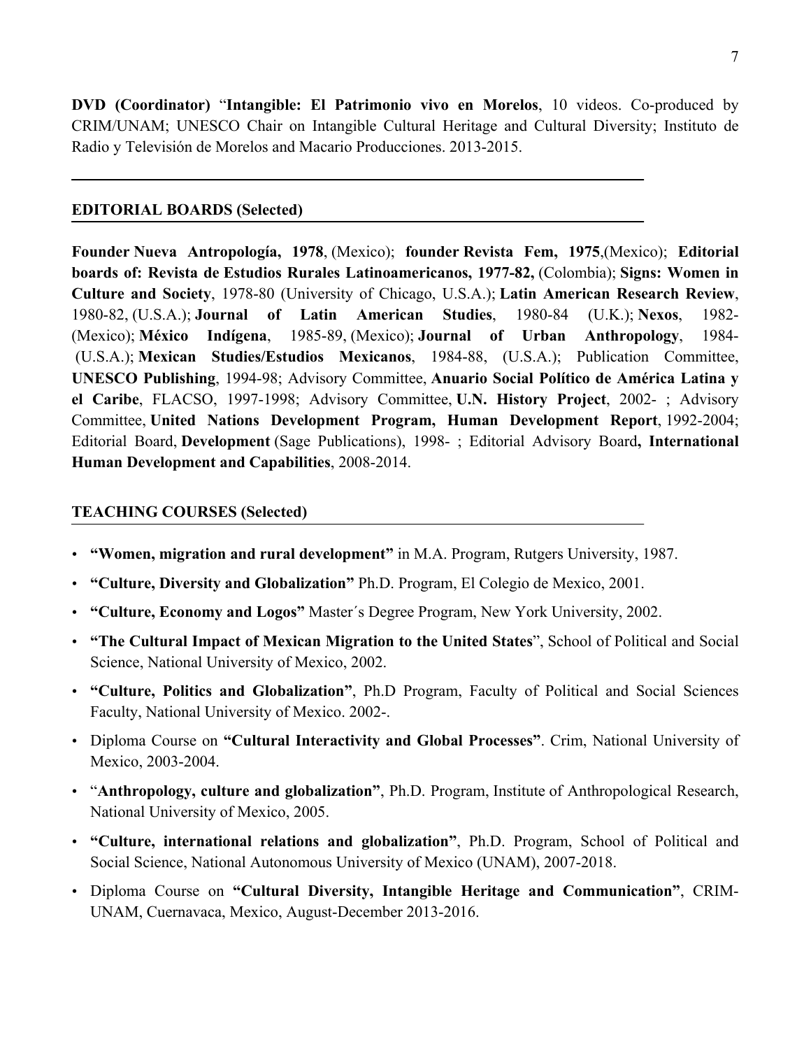**DVD (Coordinator)** "**Intangible: El Patrimonio vivo en Morelos**, 10 videos. Co-produced by CRIM/UNAM; UNESCO Chair on Intangible Cultural Heritage and Cultural Diversity; Instituto de Radio y Televisión de Morelos and Macario Producciones. 2013-2015.

---

## EDITORIAL BOARDS (Selected)

**Founder Nueva Antropología, 1978**, (Mexico); **founder Revista Fem, 1975**,(Mexico); **Editorial boards of: Revista de Estudios Rurales Latinoamericanos, 1977-82,** (Colombia); **Signs: Women in Culture and Society**, 1978-80 (University of Chicago, U.S.A.); **Latin American Research Review**, 1980-82, (U.S.A.); **Journal of Latin American Studies**, 1980-84 (U.K.); **Nexos**, 1982- (Mexico); **México Indígena**, 1985-89, (Mexico); **Journal of Urban Anthropology**, 1984- (U.S.A.); **Mexican Studies/Estudios Mexicanos**, 1984-88, (U.S.A.); Publication Committee, **UNESCO Publishing**, 1994-98; Advisory Committee, **Anuario Social Político de América Latina y el Caribe**, FLACSO, 1997-1998; Advisory Committee, **U.N. History Project**, 2002- ; Advisory Committee, **United Nations Development Program, Human Development Report**, 1992-2004; Editorial Board, **Development** (Sage Publications), 1998- ; Editorial Advisory Board**, International Human Development and Capabilities**, 2008-2014.

## TEACHING COURSES (Selected)

- **"Women, migration and rural development"** in M.A. Program, Rutgers University, 1987.
- **"Culture, Diversity and Globalization"** Ph.D. Program, El Colegio de Mexico, 2001.
- **"Culture, Economy and Logos"** Master´s Degree Program, New York University, 2002.
- **"The Cultural Impact of Mexican Migration to the United States**", School of Political and Social Science, National University of Mexico, 2002.
- **"Culture, Politics and Globalization"**, Ph.D Program, Faculty of Political and Social Sciences Faculty, National University of Mexico. 2002-.
- Diploma Course on **"Cultural Interactivity and Global Processes"**. Crim, National University of Mexico, 2003-2004.
- "**Anthropology, culture and globalization"**, Ph.D. Program, Institute of Anthropological Research, National University of Mexico, 2005.
- **"Culture, international relations and globalization"**, Ph.D. Program, School of Political and Social Science, National Autonomous University of Mexico (UNAM), 2007-2018.
- Diploma Course on **"Cultural Diversity, Intangible Heritage and Communication"**, CRIM-UNAM, Cuernavaca, Mexico, August-December 2013-2016.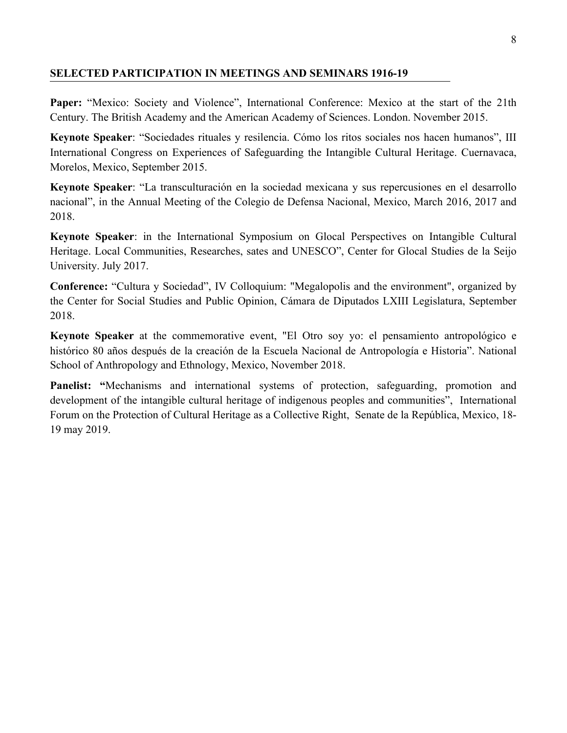## SELECTED PARTICIPATION IN MEETINGS AND SEMINARS 1916-19

**Paper:** "Mexico: Society and Violence", International Conference: Mexico at the start of the 21th Century. The British Academy and the American Academy of Sciences. London. November 2015.

**Keynote Speaker**: "Sociedades rituales y resilencia. Cómo los ritos sociales nos hacen humanos", III International Congress on Experiences of Safeguarding the Intangible Cultural Heritage. Cuernavaca, Morelos, Mexico, September 2015.

**Keynote Speaker**: "La transculturación en la sociedad mexicana y sus repercusiones en el desarrollo nacional", in the Annual Meeting of the Colegio de Defensa Nacional, Mexico, March 2016, 2017 and 2018.

**Keynote Speaker**: in the International Symposium on Glocal Perspectives on Intangible Cultural Heritage. Local Communities, Researches, sates and UNESCO", Center for Glocal Studies de la Seijo University. July 2017.

**Conference:** "Cultura y Sociedad", IV Colloquium: "Megalopolis and the environment", organized by the Center for Social Studies and Public Opinion, Cámara de Diputados LXIII Legislatura, September 2018.

**Keynote Speaker** at the commemorative event, "El Otro soy yo: el pensamiento antropológico e histórico 80 años después de la creación de la Escuela Nacional de Antropología e Historia". National School of Anthropology and Ethnology, Mexico, November 2018.

**Panelist: "**Mechanisms and international systems of protection, safeguarding, promotion and development of the intangible cultural heritage of indigenous peoples and communities", International Forum on the Protection of Cultural Heritage as a Collective Right, Senate de la República, Mexico, 18-19 may 2019.